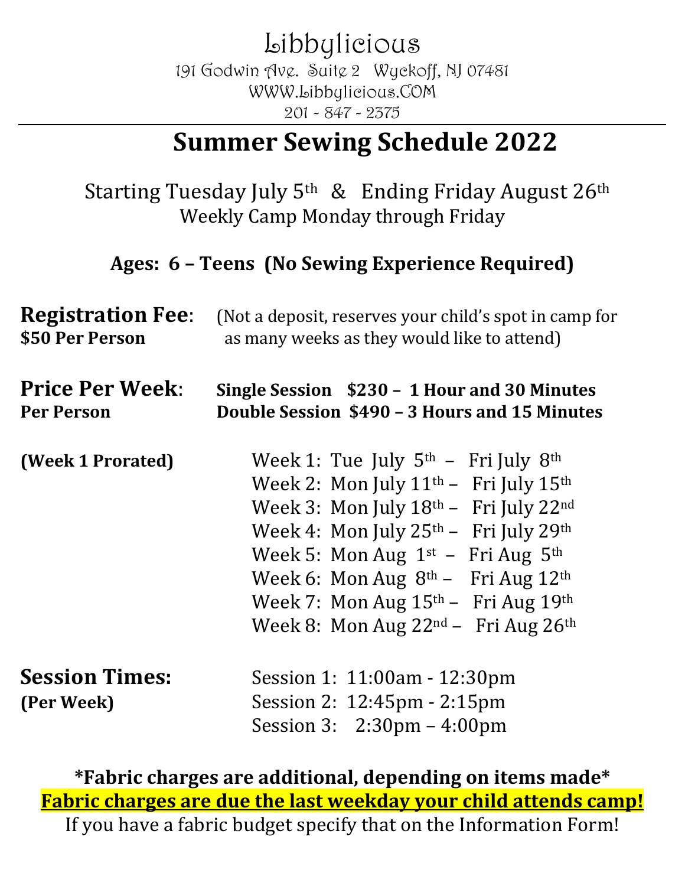# Libbylicious

191 Godwin Ave. Suite 2 Wyckoff, NJ 07481
WWW.Libbylicious.COM
201 - 847 - 2375

---

## Summer Sewing Schedule 2022

Starting Tuesday July 5th & Ending Friday August 26th
Weekly Camp Monday through Friday

**Ages: 6 – Teens (No Sewing Experience Required)**

**Registration Fee**: (Not a deposit, reserves your child's spot in camp for
**$50 Per Person** as many weeks as they would like to attend)

**Price Per Week**: **Single Session $230 – 1 Hour and 30 Minutes**
**Per Person** **Double Session $490 – 3 Hours and 15 Minutes**

**(Week 1 Prorated)**

Week 1: Tue July 5th – Fri July 8th
Week 2: Mon July 11th – Fri July 15th
Week 3: Mon July 18th – Fri July 22nd
Week 4: Mon July 25th – Fri July 29th
Week 5: Mon Aug 1st – Fri Aug 5th
Week 6: Mon Aug 8th – Fri Aug 12th
Week 7: Mon Aug 15th – Fri Aug 19th
Week 8: Mon Aug 22nd – Fri Aug 26th

**Session Times:**
**(Per Week)**

Session 1: 11:00am - 12:30pm
Session 2: 12:45pm - 2:15pm
Session 3: 2:30pm – 4:00pm

**\*Fabric charges are additional, depending on items made\***

**Fabric charges are due the last weekday your child attends camp!**

If you have a fabric budget specify that on the Information Form!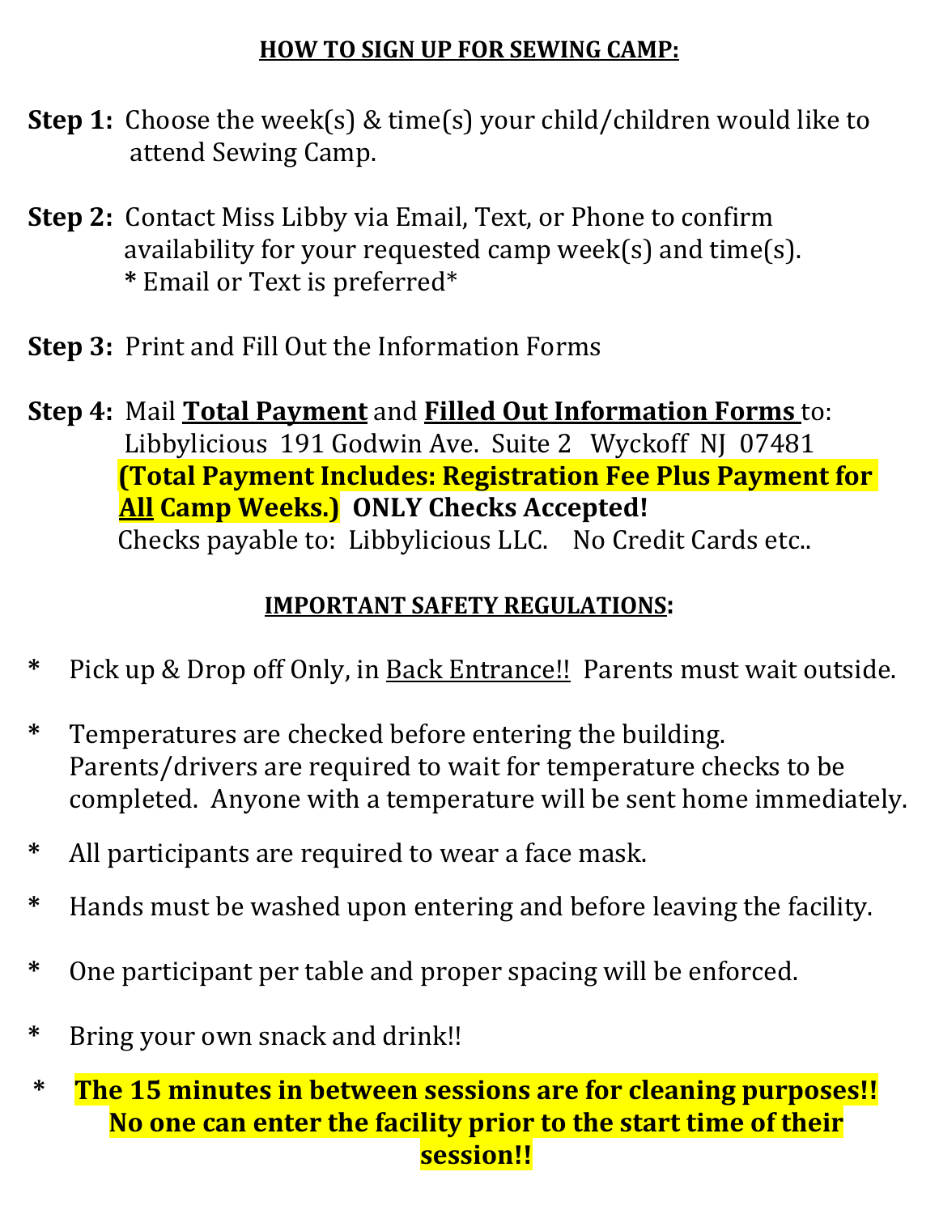## **HOW TO SIGN UP FOR SEWING CAMP:**

**Step 1:** Choose the week(s) & time(s) your child/children would like to attend Sewing Camp.

**Step 2:** Contact Miss Libby via Email, Text, or Phone to confirm availability for your requested camp week(s) and time(s).
* Email or Text is preferred*

**Step 3:** Print and Fill Out the Information Forms

**Step 4:** Mail **Total Payment** and **Filled Out Information Forms** to:
Libbylicious 191 Godwin Ave. Suite 2 Wyckoff NJ 07481
**(Total Payment Includes: Registration Fee Plus Payment for All Camp Weeks.)** **ONLY Checks Accepted!**
Checks payable to: Libbylicious LLC. No Credit Cards etc..

## **IMPORTANT SAFETY REGULATIONS:**

* Pick up & Drop off Only, in Back Entrance!! Parents must wait outside.
* Temperatures are checked before entering the building. Parents/drivers are required to wait for temperature checks to be completed. Anyone with a temperature will be sent home immediately.
* All participants are required to wear a face mask.
* Hands must be washed upon entering and before leaving the facility.
* One participant per table and proper spacing will be enforced.
* Bring your own snack and drink!!
* **The 15 minutes in between sessions are for cleaning purposes!! No one can enter the facility prior to the start time of their session!!**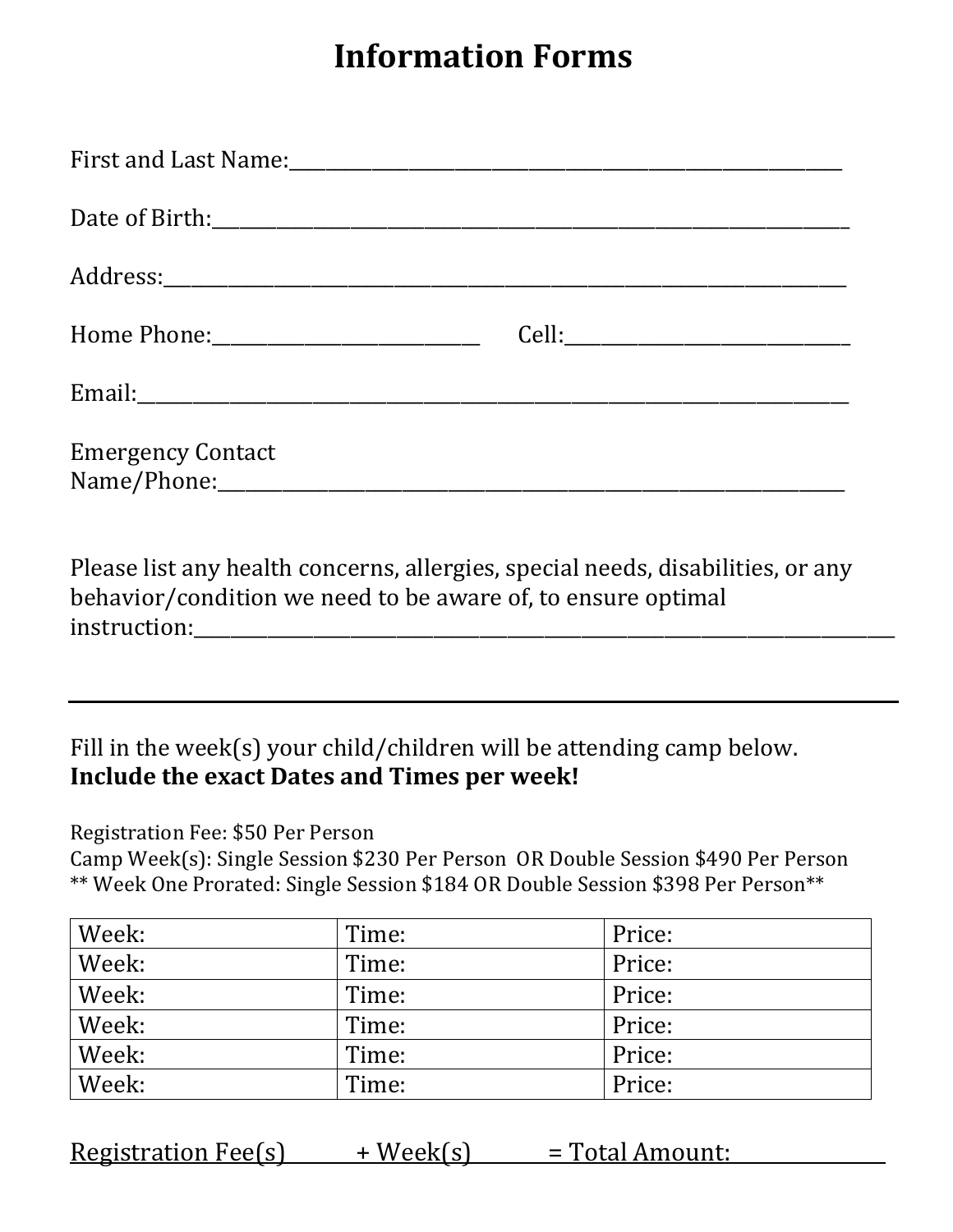# Information Forms

First and Last Name:_______________________________________________

Date of Birth:_______________________________________________

Address:_______________________________________________

Home Phone:______________________ Cell:______________________

Email:_______________________________________________

Emergency Contact
Name/Phone:_______________________________________________

Please list any health concerns, allergies, special needs, disabilities, or any behavior/condition we need to be aware of, to ensure optimal instruction:_______________________________________________

_______________________________________________

Fill in the week(s) your child/children will be attending camp below.
**Include the exact Dates and Times per week!**

Registration Fee: $50 Per Person
Camp Week(s): Single Session $230 Per Person OR Double Session $490 Per Person
** Week One Prorated: Single Session $184 OR Double Session $398 Per Person**

| Week: | Time: | Price: |
|---|---|---|
| Week: | Time: | Price: |
| Week: | Time: | Price: |
| Week: | Time: | Price: |
| Week: | Time: | Price: |
| Week: | Time: | Price: |

Registration Fee(s)________ + Week(s)________ = Total Amount:______________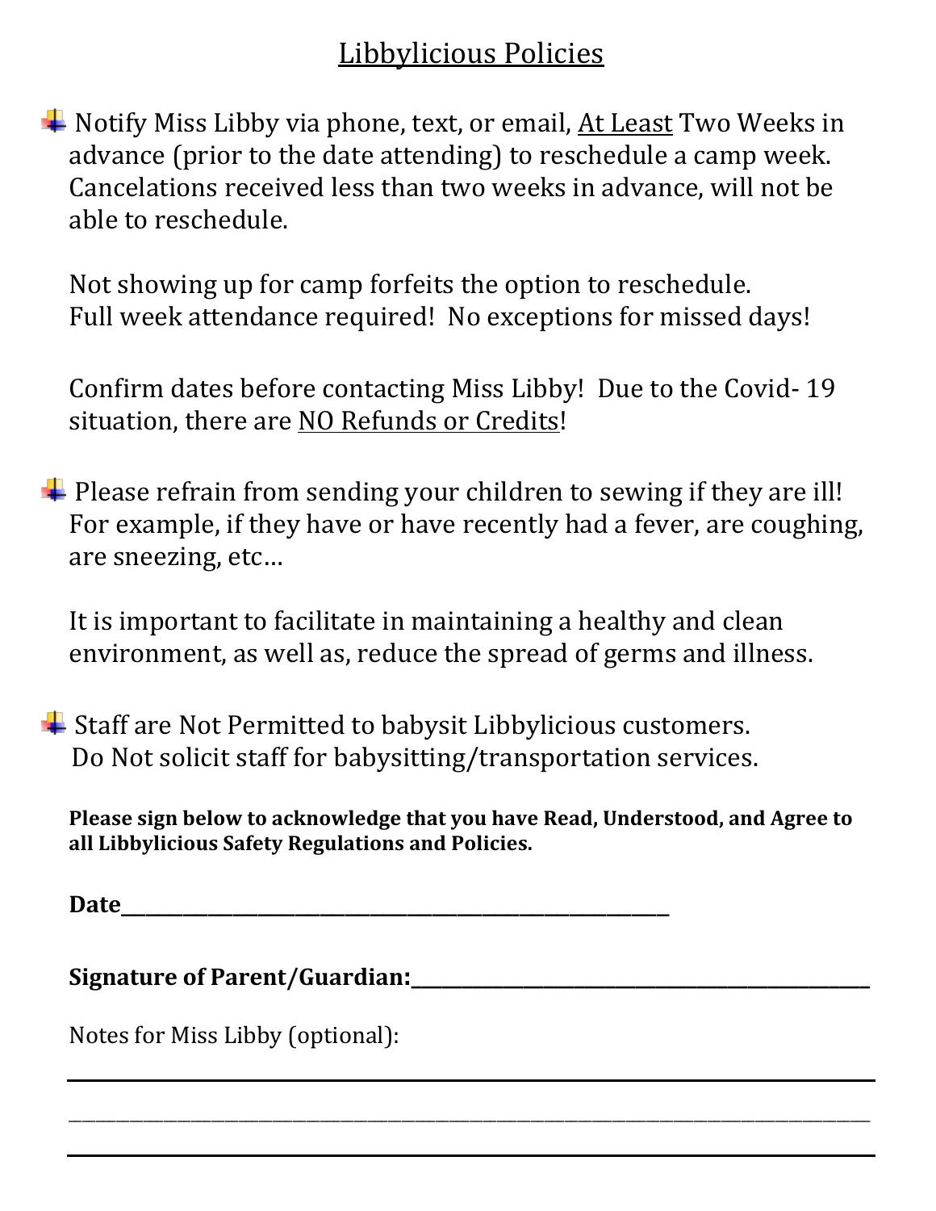# Libbylicious Policies

- Notify Miss Libby via phone, text, or email, At Least Two Weeks in advance (prior to the date attending) to reschedule a camp week. Cancelations received less than two weeks in advance, will not be able to reschedule.

  Not showing up for camp forfeits the option to reschedule. Full week attendance required! No exceptions for missed days!

  Confirm dates before contacting Miss Libby! Due to the Covid- 19 situation, there are NO Refunds or Credits!

- Please refrain from sending your children to sewing if they are ill! For example, if they have or have recently had a fever, are coughing, are sneezing, etc…

  It is important to facilitate in maintaining a healthy and clean environment, as well as, reduce the spread of germs and illness.

- Staff are Not Permitted to babysit Libbylicious customers. Do Not solicit staff for babysitting/transportation services.

**Please sign below to acknowledge that you have Read, Understood, and Agree to all Libbylicious Safety Regulations and Policies.**

**Date**______________________________________________

**Signature of Parent/Guardian:**______________________________

Notes for Miss Libby (optional):

___________________________________________________________

___________________________________________________________

___________________________________________________________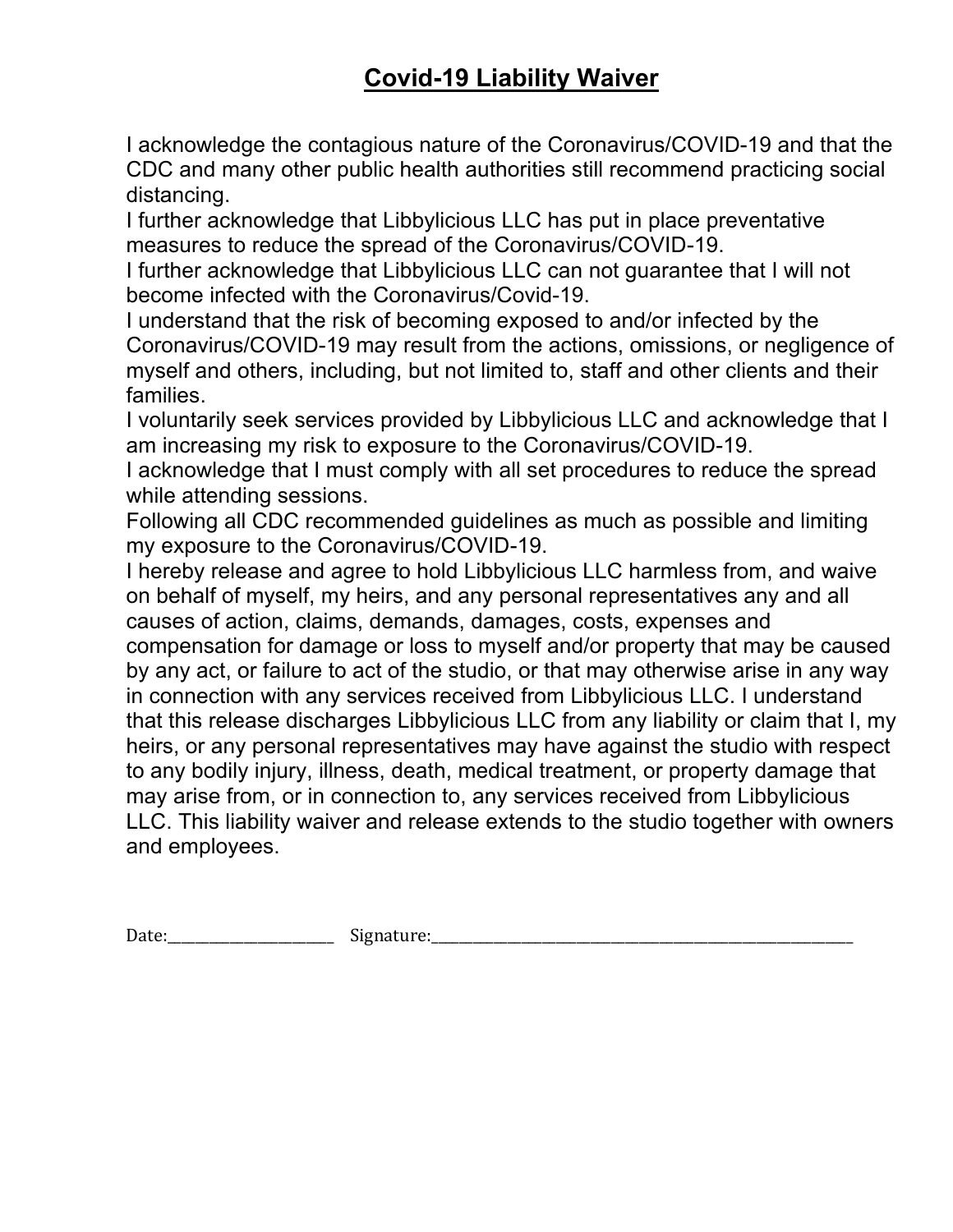# Covid-19 Liability Waiver

I acknowledge the contagious nature of the Coronavirus/COVID-19 and that the CDC and many other public health authorities still recommend practicing social distancing.
I further acknowledge that Libbylicious LLC has put in place preventative measures to reduce the spread of the Coronavirus/COVID-19.
I further acknowledge that Libbylicious LLC can not guarantee that I will not become infected with the Coronavirus/Covid-19.
I understand that the risk of becoming exposed to and/or infected by the Coronavirus/COVID-19 may result from the actions, omissions, or negligence of myself and others, including, but not limited to, staff and other clients and their families.
I voluntarily seek services provided by Libbylicious LLC and acknowledge that I am increasing my risk to exposure to the Coronavirus/COVID-19.
I acknowledge that I must comply with all set procedures to reduce the spread while attending sessions.
Following all CDC recommended guidelines as much as possible and limiting my exposure to the Coronavirus/COVID-19.
I hereby release and agree to hold Libbylicious LLC harmless from, and waive on behalf of myself, my heirs, and any personal representatives any and all causes of action, claims, demands, damages, costs, expenses and compensation for damage or loss to myself and/or property that may be caused by any act, or failure to act of the studio, or that may otherwise arise in any way in connection with any services received from Libbylicious LLC. I understand that this release discharges Libbylicious LLC from any liability or claim that I, my heirs, or any personal representatives may have against the studio with respect to any bodily injury, illness, death, medical treatment, or property damage that may arise from, or in connection to, any services received from Libbylicious LLC. This liability waiver and release extends to the studio together with owners and employees.

Date:\_\_\_\_\_\_\_\_\_\_\_\_\_\_\_\_\_\_\_\_\_\_\_ Signature:\_\_\_\_\_\_\_\_\_\_\_\_\_\_\_\_\_\_\_\_\_\_\_\_\_\_\_\_\_\_\_\_\_\_\_\_\_\_\_\_\_\_\_\_\_\_\_\_\_\_\_\_\_\_\_\_\_\_\_